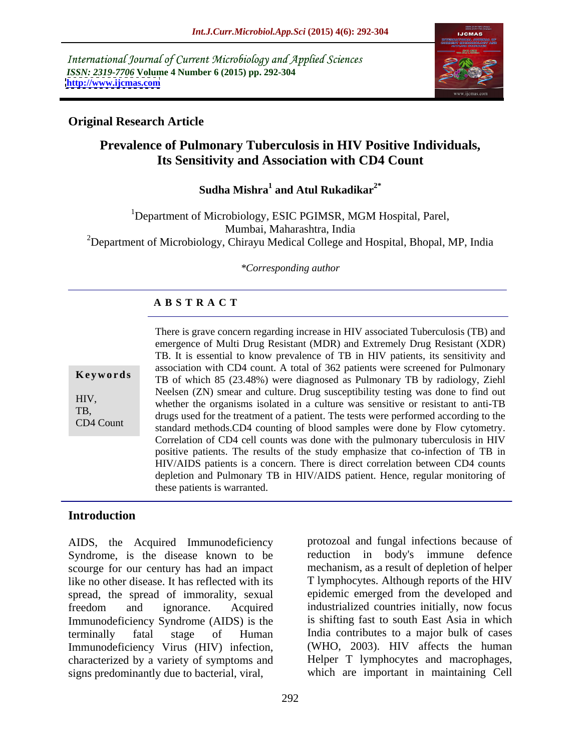International Journal of Current Microbiology and Applied Sciences
*ISSN: 2319-7706* **Volume 4 Number 6 (2015) pp. 292-304**
**http://www.ijcmas.com**

**Original Research Article**

# Prevalence of Pulmonary Tuberculosis in HIV Positive Individuals, Its Sensitivity and Association with CD4 Count

**Sudha Mishra[1] and Atul Rukadikar[2*]**

[1]Department of Microbiology, ESIC PGIMSR, MGM Hospital, Parel, Mumbai, Maharashtra, India
[2]Department of Microbiology, Chirayu Medical College and Hospital, Bhopal, MP, India

*\*Corresponding author*

## A B S T R A C T

**Keywords**

HIV,
TB,
CD4 Count

There is grave concern regarding increase in HIV associated Tuberculosis (TB) and emergence of Multi Drug Resistant (MDR) and Extremely Drug Resistant (XDR) TB. It is essential to know prevalence of TB in HIV patients, its sensitivity and association with CD4 count. A total of 362 patients were screened for Pulmonary TB of which 85 (23.48%) were diagnosed as Pulmonary TB by radiology, Ziehl Neelsen (ZN) smear and culture. Drug susceptibility testing was done to find out whether the organisms isolated in a culture was sensitive or resistant to anti-TB drugs used for the treatment of a patient. The tests were performed according to the standard methods.CD4 counting of blood samples were done by Flow cytometry. Correlation of CD4 cell counts was done with the pulmonary tuberculosis in HIV positive patients. The results of the study emphasize that co-infection of TB in HIV/AIDS patients is a concern. There is direct correlation between CD4 counts depletion and Pulmonary TB in HIV/AIDS patient. Hence, regular monitoring of these patients is warranted.

## Introduction

AIDS, the Acquired Immunodeficiency Syndrome, is the disease known to be scourge for our century has had an impact like no other disease. It has reflected with its spread, the spread of immorality, sexual freedom and ignorance. Acquired Immunodeficiency Syndrome (AIDS) is the terminally fatal stage of Human Immunodeficiency Virus (HIV) infection, characterized by a variety of symptoms and signs predominantly due to bacterial, viral, protozoal and fungal infections because of reduction in body's immune defence mechanism, as a result of depletion of helper T lymphocytes. Although reports of the HIV epidemic emerged from the developed and industrialized countries initially, now focus is shifting fast to south East Asia in which India contributes to a major bulk of cases (WHO, 2003). HIV affects the human Helper T lymphocytes and macrophages, which are important in maintaining Cell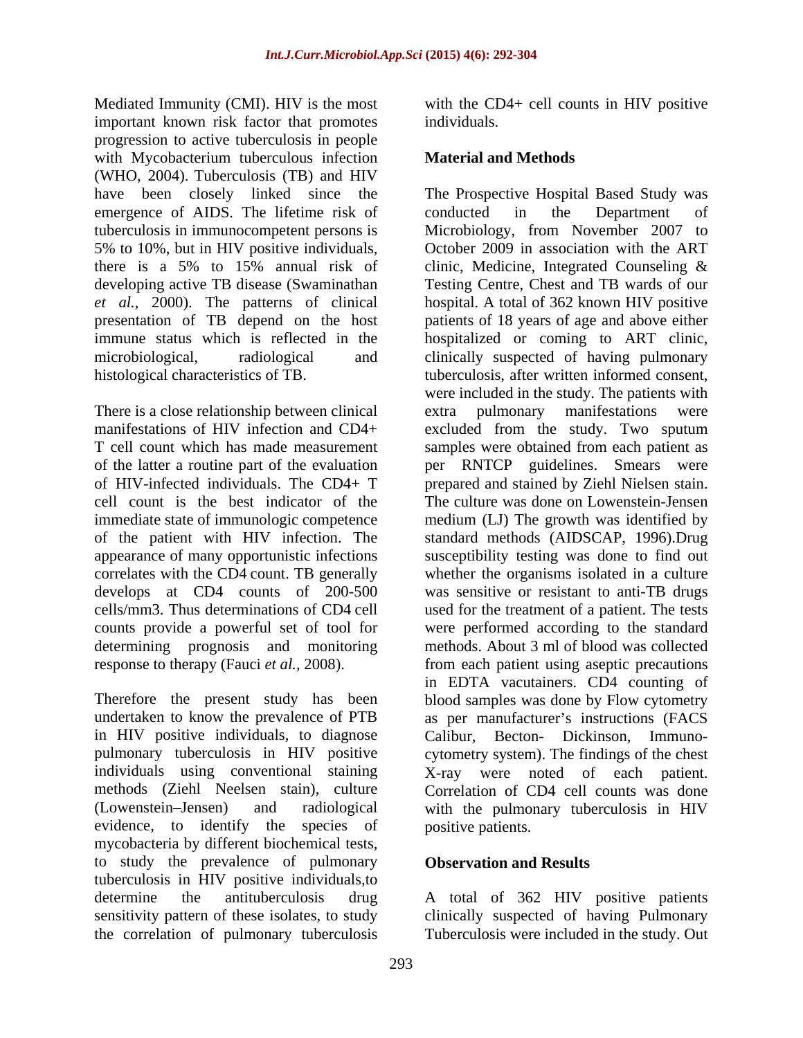Mediated Immunity (CMI). HIV is the most important known risk factor that promotes progression to active tuberculosis in people with Mycobacterium tuberculous infection (WHO, 2004). Tuberculosis (TB) and HIV have been closely linked since the emergence of AIDS. The lifetime risk of tuberculosis in immunocompetent persons is 5% to 10%, but in HIV positive individuals, there is a 5% to 15% annual risk of developing active TB disease (Swaminathan *et al.,* 2000). The patterns of clinical presentation of TB depend on the host immune status which is reflected in the microbiological, radiological and histological characteristics of TB.

There is a close relationship between clinical manifestations of HIV infection and CD4+ T cell count which has made measurement of the latter a routine part of the evaluation of HIV-infected individuals. The CD4+ T cell count is the best indicator of the immediate state of immunologic competence of the patient with HIV infection. The appearance of many opportunistic infections correlates with the CD4 count. TB generally develops at CD4 counts of 200-500 cells/mm3. Thus determinations of CD4 cell counts provide a powerful set of tool for determining prognosis and monitoring response to therapy (Fauci *et al.,* 2008).

Therefore the present study has been undertaken to know the prevalence of PTB in HIV positive individuals, to diagnose pulmonary tuberculosis in HIV positive individuals using conventional staining methods (Ziehl Neelsen stain), culture (Lowenstein–Jensen) and radiological evidence, to identify the species of mycobacteria by different biochemical tests, to study the prevalence of pulmonary tuberculosis in HIV positive individuals,to determine the antituberculosis drug sensitivity pattern of these isolates, to study the correlation of pulmonary tuberculosis with the CD4+ cell counts in HIV positive individuals.

## Material and Methods

The Prospective Hospital Based Study was conducted in the Department of Microbiology, from November 2007 to October 2009 in association with the ART clinic, Medicine, Integrated Counseling & Testing Centre, Chest and TB wards of our hospital. A total of 362 known HIV positive patients of 18 years of age and above either hospitalized or coming to ART clinic, clinically suspected of having pulmonary tuberculosis, after written informed consent, were included in the study. The patients with extra pulmonary manifestations were excluded from the study. Two sputum samples were obtained from each patient as per RNTCP guidelines. Smears were prepared and stained by Ziehl Nielsen stain. The culture was done on Lowenstein-Jensen medium (LJ) The growth was identified by standard methods (AIDSCAP, 1996).Drug susceptibility testing was done to find out whether the organisms isolated in a culture was sensitive or resistant to anti-TB drugs used for the treatment of a patient. The tests were performed according to the standard methods. About 3 ml of blood was collected from each patient using aseptic precautions in EDTA vacutainers. CD4 counting of blood samples was done by Flow cytometry as per manufacturer's instructions (FACS Calibur, Becton- Dickinson, Immuno-cytometry system). The findings of the chest X-ray were noted of each patient. Correlation of CD4 cell counts was done with the pulmonary tuberculosis in HIV positive patients.

## Observation and Results

A total of 362 HIV positive patients clinically suspected of having Pulmonary Tuberculosis were included in the study. Out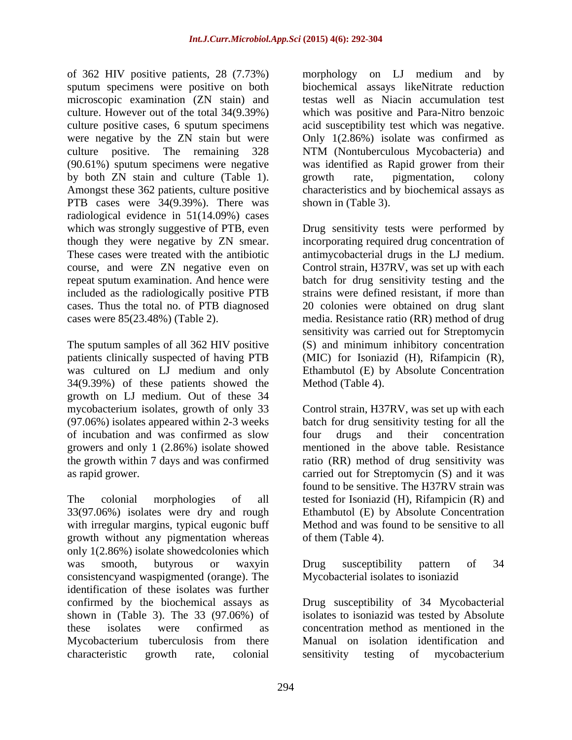of 362 HIV positive patients, 28 (7.73%) sputum specimens were positive on both microscopic examination (ZN stain) and culture. However out of the total 34(9.39%) culture positive cases, 6 sputum specimens were negative by the ZN stain but were culture positive. The remaining 328 (90.61%) sputum specimens were negative by both ZN stain and culture (Table 1). Amongst these 362 patients, culture positive PTB cases were 34(9.39%). There was radiological evidence in 51(14.09%) cases which was strongly suggestive of PTB, even though they were negative by ZN smear. These cases were treated with the antibiotic course, and were ZN negative even on repeat sputum examination. And hence were included as the radiologically positive PTB cases. Thus the total no. of PTB diagnosed cases were 85(23.48%) (Table 2).

The sputum samples of all 362 HIV positive patients clinically suspected of having PTB was cultured on LJ medium and only 34(9.39%) of these patients showed the growth on LJ medium. Out of these 34 mycobacterium isolates, growth of only 33 (97.06%) isolates appeared within 2-3 weeks of incubation and was confirmed as slow growers and only 1 (2.86%) isolate showed the growth within 7 days and was confirmed as rapid grower.

The colonial morphologies of all 33(97.06%) isolates were dry and rough with irregular margins, typical eugonic buff growth without any pigmentation whereas only 1(2.86%) isolate showedcolonies which was smooth, butyrous or waxyin consistencyand waspigmented (orange). The identification of these isolates was further confirmed by the biochemical assays as shown in (Table 3). The 33 (97.06%) of these isolates were confirmed as Mycobacterium tuberculosis from there characteristic growth rate, colonial morphology on LJ medium and by biochemical assays likeNitrate reduction testas well as Niacin accumulation test which was positive and Para-Nitro benzoic acid susceptibility test which was negative. Only 1(2.86%) isolate was confirmed as NTM (Nontuberculous Mycobacteria) and was identified as Rapid grower from their growth rate, pigmentation, colony characteristics and by biochemical assays as shown in (Table 3).

Drug sensitivity tests were performed by incorporating required drug concentration of antimycobacterial drugs in the LJ medium. Control strain, H37RV, was set up with each batch for drug sensitivity testing and the strains were defined resistant, if more than 20 colonies were obtained on drug slant media. Resistance ratio (RR) method of drug sensitivity was carried out for Streptomycin (S) and minimum inhibitory concentration (MIC) for Isoniazid (H), Rifampicin (R), Ethambutol (E) by Absolute Concentration Method (Table 4).

Control strain, H37RV, was set up with each batch for drug sensitivity testing for all the four drugs and their concentration mentioned in the above table. Resistance ratio (RR) method of drug sensitivity was carried out for Streptomycin (S) and it was found to be sensitive. The H37RV strain was tested for Isoniazid (H), Rifampicin (R) and Ethambutol (E) by Absolute Concentration Method and was found to be sensitive to all of them (Table 4).

Drug susceptibility pattern of 34 Mycobacterial isolates to isoniazid

Drug susceptibility of 34 Mycobacterial isolates to isoniazid was tested by Absolute concentration method as mentioned in the Manual on isolation identification and sensitivity testing of mycobacterium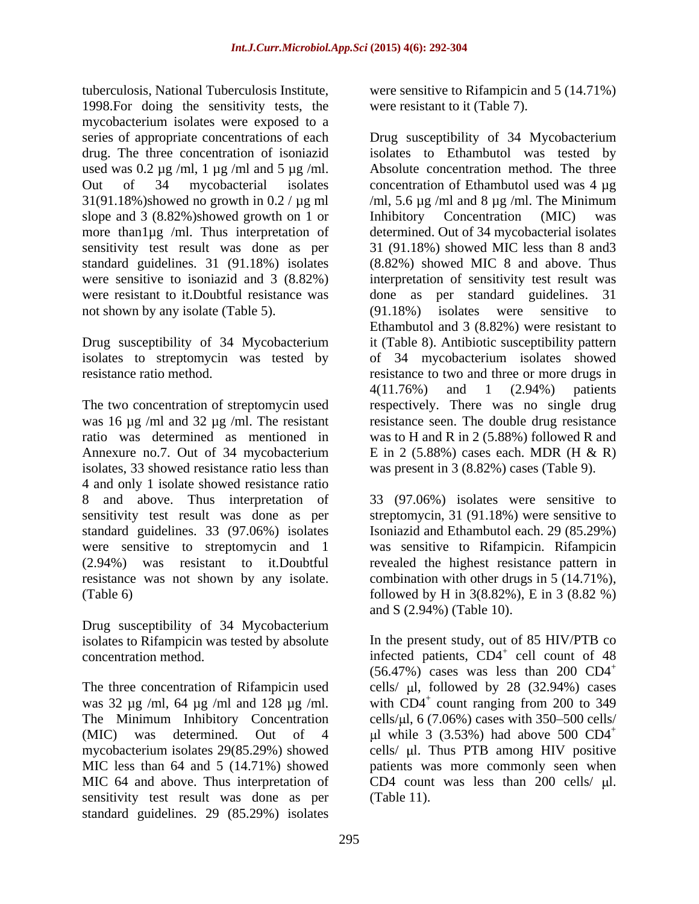tuberculosis, National Tuberculosis Institute, 1998.For doing the sensitivity tests, the mycobacterium isolates were exposed to a series of appropriate concentrations of each drug. The three concentration of isoniazid used was 0.2 µg /ml, 1 µg /ml and 5 µg /ml. Out of 34 mycobacterial isolates 31(91.18%)showed no growth in 0.2 / µg ml slope and 3 (8.82%)showed growth on 1 or more than1µg /ml. Thus interpretation of sensitivity test result was done as per standard guidelines. 31 (91.18%) isolates were sensitive to isoniazid and 3 (8.82%) were resistant to it.Doubtful resistance was not shown by any isolate (Table 5).

Drug susceptibility of 34 Mycobacterium isolates to streptomycin was tested by resistance ratio method.

The two concentration of streptomycin used was 16 µg /ml and 32 µg /ml. The resistant ratio was determined as mentioned in Annexure no.7. Out of 34 mycobacterium isolates, 33 showed resistance ratio less than 4 and only 1 isolate showed resistance ratio 8 and above. Thus interpretation of sensitivity test result was done as per standard guidelines. 33 (97.06%) isolates were sensitive to streptomycin and 1 (2.94%) was resistant to it.Doubtful resistance was not shown by any isolate. (Table 6)

Drug susceptibility of 34 Mycobacterium isolates to Rifampicin was tested by absolute concentration method.

The three concentration of Rifampicin used was 32 µg /ml, 64 µg /ml and 128 µg /ml. The Minimum Inhibitory Concentration (MIC) was determined. Out of 4 mycobacterium isolates 29(85.29%) showed MIC less than 64 and 5 (14.71%) showed MIC 64 and above. Thus interpretation of sensitivity test result was done as per standard guidelines. 29 (85.29%) isolates were sensitive to Rifampicin and 5 (14.71%) were resistant to it (Table 7).

Drug susceptibility of 34 Mycobacterium isolates to Ethambutol was tested by Absolute concentration method. The three concentration of Ethambutol used was 4 µg /ml, 5.6 µg /ml and 8 µg /ml. The Minimum Inhibitory Concentration (MIC) was determined. Out of 34 mycobacterial isolates 31 (91.18%) showed MIC less than 8 and3 (8.82%) showed MIC 8 and above. Thus interpretation of sensitivity test result was done as per standard guidelines. 31 (91.18%) isolates were sensitive to Ethambutol and 3 (8.82%) were resistant to it (Table 8). Antibiotic susceptibility pattern of 34 mycobacterium isolates showed resistance to two and three or more drugs in 4(11.76%) and 1 (2.94%) patients respectively. There was no single drug resistance seen. The double drug resistance was to H and R in 2 (5.88%) followed R and E in 2 (5.88%) cases each. MDR (H & R) was present in 3 (8.82%) cases (Table 9).

33 (97.06%) isolates were sensitive to streptomycin, 31 (91.18%) were sensitive to Isoniazid and Ethambutol each. 29 (85.29%) was sensitive to Rifampicin. Rifampicin revealed the highest resistance pattern in combination with other drugs in 5 (14.71%), followed by H in 3(8.82%), E in 3 (8.82 %) and S (2.94%) (Table 10).

In the present study, out of 85 HIV/PTB co infected patients, $CD4^+$ cell count of 48 (56.47%) cases was less than 200 $CD4^+$ cells/ µl, followed by 28 (32.94%) cases with $CD4^+$ count ranging from 200 to 349 cells/µl, 6 (7.06%) cases with 350–500 cells/ µl while 3 (3.53%) had above 500 $CD4^+$ cells/ µl. Thus PTB among HIV positive patients was more commonly seen when CD4 count was less than 200 cells/ µl. (Table 11).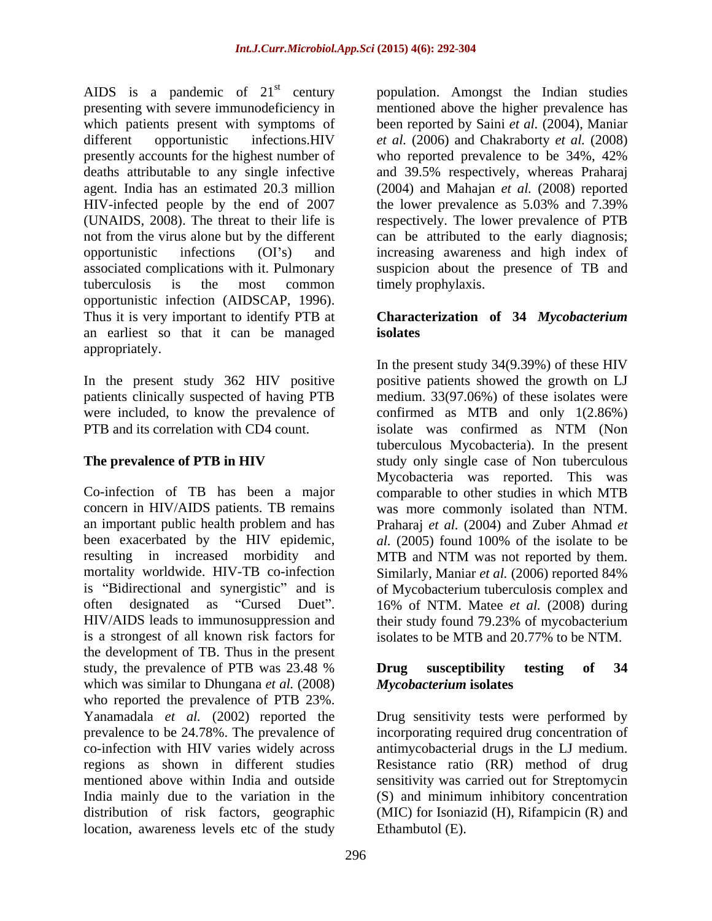AIDS is a pandemic of 21[st] century presenting with severe immunodeficiency in which patients present with symptoms of different opportunistic infections.HIV presently accounts for the highest number of deaths attributable to any single infective agent. India has an estimated 20.3 million HIV-infected people by the end of 2007 (UNAIDS, 2008). The threat to their life is not from the virus alone but by the different opportunistic infections (OI's) and associated complications with it. Pulmonary tuberculosis is the most common opportunistic infection (AIDSCAP, 1996). Thus it is very important to identify PTB at an earliest so that it can be managed appropriately.

In the present study 362 HIV positive patients clinically suspected of having PTB were included, to know the prevalence of PTB and its correlation with CD4 count.

**The prevalence of PTB in HIV**

Co-infection of TB has been a major concern in HIV/AIDS patients. TB remains an important public health problem and has been exacerbated by the HIV epidemic, resulting in increased morbidity and mortality worldwide. HIV-TB co-infection is "Bidirectional and synergistic" and is often designated as "Cursed Duet". HIV/AIDS leads to immunosuppression and is a strongest of all known risk factors for the development of TB. Thus in the present study, the prevalence of PTB was 23.48 % which was similar to Dhungana *et al.* (2008) who reported the prevalence of PTB 23%. Yanamadala *et al.* (2002) reported the prevalence to be 24.78%. The prevalence of co-infection with HIV varies widely across regions as shown in different studies mentioned above within India and outside India mainly due to the variation in the distribution of risk factors, geographic location, awareness levels etc of the study population. Amongst the Indian studies mentioned above the higher prevalence has been reported by Saini *et al.* (2004), Maniar *et al.* (2006) and Chakraborty *et al.* (2008) who reported prevalence to be 34%, 42% and 39.5% respectively, whereas Praharaj (2004) and Mahajan *et al.* (2008) reported the lower prevalence as 5.03% and 7.39% respectively. The lower prevalence of PTB can be attributed to the early diagnosis; increasing awareness and high index of suspicion about the presence of TB and timely prophylaxis.

**Characterization of 34 *Mycobacterium* isolates**

In the present study 34(9.39%) of these HIV positive patients showed the growth on LJ medium. 33(97.06%) of these isolates were confirmed as MTB and only 1(2.86%) isolate was confirmed as NTM (Non tuberculous Mycobacteria). In the present study only single case of Non tuberculous Mycobacteria was reported. This was comparable to other studies in which MTB was more commonly isolated than NTM. Praharaj *et al.* (2004) and Zuber Ahmad *et al.* (2005) found 100% of the isolate to be MTB and NTM was not reported by them. Similarly, Maniar *et al.* (2006) reported 84% of Mycobacterium tuberculosis complex and 16% of NTM. Matee *et al.* (2008) during their study found 79.23% of mycobacterium isolates to be MTB and 20.77% to be NTM.

**Drug susceptibility testing of 34 *Mycobacterium* isolates**

Drug sensitivity tests were performed by incorporating required drug concentration of antimycobacterial drugs in the LJ medium. Resistance ratio (RR) method of drug sensitivity was carried out for Streptomycin (S) and minimum inhibitory concentration (MIC) for Isoniazid (H), Rifampicin (R) and Ethambutol (E).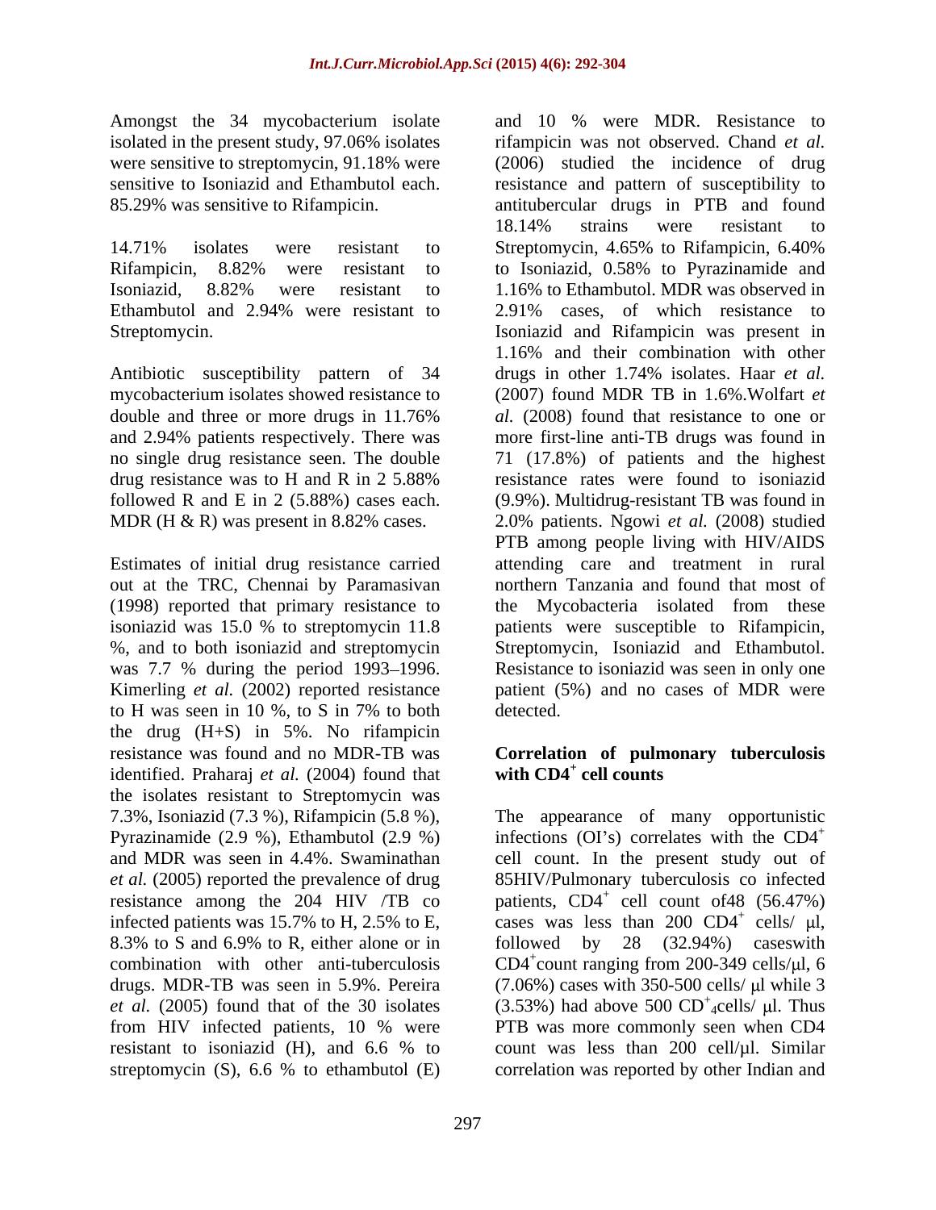Amongst the 34 mycobacterium isolate isolated in the present study, 97.06% isolates were sensitive to streptomycin, 91.18% were sensitive to Isoniazid and Ethambutol each. 85.29% was sensitive to Rifampicin.

14.71% isolates were resistant to Rifampicin, 8.82% were resistant to Isoniazid, 8.82% were resistant to Ethambutol and 2.94% were resistant to Streptomycin.

Antibiotic susceptibility pattern of 34 mycobacterium isolates showed resistance to double and three or more drugs in 11.76% and 2.94% patients respectively. There was no single drug resistance seen. The double drug resistance was to H and R in 2 5.88% followed R and E in 2 (5.88%) cases each. MDR (H & R) was present in 8.82% cases.

Estimates of initial drug resistance carried out at the TRC, Chennai by Paramasivan (1998) reported that primary resistance to isoniazid was 15.0 % to streptomycin 11.8 %, and to both isoniazid and streptomycin was 7.7 % during the period 1993–1996. Kimerling *et al.* (2002) reported resistance to H was seen in 10 %, to S in 7% to both the drug (H+S) in 5%. No rifampicin resistance was found and no MDR-TB was identified. Praharaj *et al.* (2004) found that the isolates resistant to Streptomycin was 7.3%, Isoniazid (7.3 %), Rifampicin (5.8 %), Pyrazinamide (2.9 %), Ethambutol (2.9 %) and MDR was seen in 4.4%. Swaminathan *et al.* (2005) reported the prevalence of drug resistance among the 204 HIV /TB co infected patients was 15.7% to H, 2.5% to E, 8.3% to S and 6.9% to R, either alone or in combination with other anti-tuberculosis drugs. MDR-TB was seen in 5.9%. Pereira *et al.* (2005) found that of the 30 isolates from HIV infected patients, 10 % were resistant to isoniazid (H), and 6.6 % to streptomycin (S), 6.6 % to ethambutol (E) and 10 % were MDR. Resistance to rifampicin was not observed. Chand *et al.* (2006) studied the incidence of drug resistance and pattern of susceptibility to antitubercular drugs in PTB and found 18.14% strains were resistant to Streptomycin, 4.65% to Rifampicin, 6.40% to Isoniazid, 0.58% to Pyrazinamide and 1.16% to Ethambutol. MDR was observed in 2.91% cases, of which resistance to Isoniazid and Rifampicin was present in 1.16% and their combination with other drugs in other 1.74% isolates. Haar *et al.* (2007) found MDR TB in 1.6%.Wolfart *et al.* (2008) found that resistance to one or more first-line anti-TB drugs was found in 71 (17.8%) of patients and the highest resistance rates were found to isoniazid (9.9%). Multidrug-resistant TB was found in 2.0% patients. Ngowi *et al.* (2008) studied PTB among people living with HIV/AIDS attending care and treatment in rural northern Tanzania and found that most of the Mycobacteria isolated from these patients were susceptible to Rifampicin, Streptomycin, Isoniazid and Ethambutol. Resistance to isoniazid was seen in only one patient (5%) and no cases of MDR were detected.

## Correlation of pulmonary tuberculosis with $CD4^+$ cell counts

The appearance of many opportunistic infections (OI's) correlates with the $CD4^+$ cell count. In the present study out of 85HIV/Pulmonary tuberculosis co infected patients, $CD4^+$ cell count of48 (56.47%) cases was less than 200 $CD4^+$ cells/ µl, followed by 28 (32.94%) caseswith $CD4^+$count ranging from 200-349 cells/µl, 6 (7.06%) cases with 350-500 cells/ µl while 3 (3.53%) had above 500 $CD^+_4$cells/ µl. Thus PTB was more commonly seen when CD4 count was less than 200 cell/µl. Similar correlation was reported by other Indian and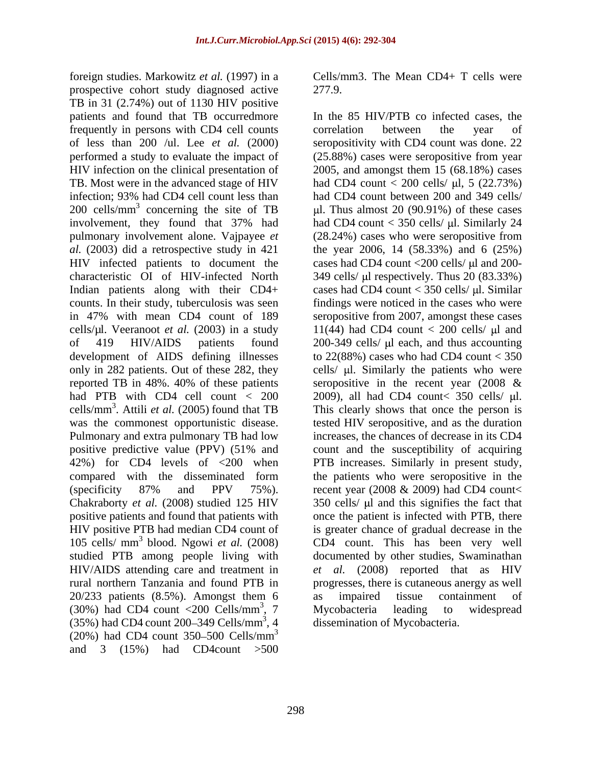foreign studies. Markowitz *et al.* (1997) in a prospective cohort study diagnosed active TB in 31 (2.74%) out of 1130 HIV positive patients and found that TB occurredmore frequently in persons with CD4 cell counts of less than 200 /ul. Lee *et al.* (2000) performed a study to evaluate the impact of HIV infection on the clinical presentation of TB. Most were in the advanced stage of HIV infection; 93% had CD4 cell count less than 200 cells/mm$^3$ concerning the site of TB involvement, they found that 37% had pulmonary involvement alone. Vajpayee *et al.* (2003) did a retrospective study in 421 HIV infected patients to document the characteristic OI of HIV-infected North Indian patients along with their CD4+ counts. In their study, tuberculosis was seen in 47% with mean CD4 count of 189 cells/μl. Veeranoot *et al.* (2003) in a study of 419 HIV/AIDS patients found development of AIDS defining illnesses only in 282 patients. Out of these 282, they reported TB in 48%. 40% of these patients had PTB with CD4 cell count < 200 cells/mm$^3$. Attili *et al.* (2005) found that TB was the commonest opportunistic disease. Pulmonary and extra pulmonary TB had low positive predictive value (PPV) (51% and 42%) for CD4 levels of <200 when compared with the disseminated form (specificity 87% and PPV 75%). Chakraborty *et al.* (2008) studied 125 HIV positive patients and found that patients with HIV positive PTB had median CD4 count of 105 cells/ mm$^3$ blood. Ngowi *et al.* (2008) studied PTB among people living with HIV/AIDS attending care and treatment in rural northern Tanzania and found PTB in 20/233 patients (8.5%). Amongst them 6 (30%) had CD4 count <200 Cells/mm$^3$, 7 (35%) had CD4 count 200–349 Cells/mm$^3$, 4 (20%) had CD4 count 350–500 Cells/mm$^3$ and 3 (15%) had CD4count >500 Cells/mm3. The Mean CD4+ T cells were 277.9.

In the 85 HIV/PTB co infected cases, the correlation between the year of seropositivity with CD4 count was done. 22 (25.88%) cases were seropositive from year 2005, and amongst them 15 (68.18%) cases had CD4 count < 200 cells/ μl, 5 (22.73%) had CD4 count between 200 and 349 cells/ μl. Thus almost 20 (90.91%) of these cases had CD4 count < 350 cells/ μl. Similarly 24 (28.24%) cases who were seropositive from the year 2006, 14 (58.33%) and 6 (25%) cases had CD4 count <200 cells/ μl and 200-349 cells/ μl respectively. Thus 20 (83.33%) cases had CD4 count < 350 cells/ μl. Similar findings were noticed in the cases who were seropositive from 2007, amongst these cases 11(44) had CD4 count < 200 cells/ μl and 200-349 cells/ μl each, and thus accounting to 22(88%) cases who had CD4 count < 350 cells/ μl. Similarly the patients who were seropositive in the recent year (2008 & 2009), all had CD4 count< 350 cells/ μl. This clearly shows that once the person is tested HIV seropositive, and as the duration increases, the chances of decrease in its CD4 count and the susceptibility of acquiring PTB increases. Similarly in present study, the patients who were seropositive in the recent year (2008 & 2009) had CD4 count< 350 cells/ μl and this signifies the fact that once the patient is infected with PTB, there is greater chance of gradual decrease in the CD4 count. This has been very well documented by other studies, Swaminathan *et al.* (2008) reported that as HIV progresses, there is cutaneous anergy as well as impaired tissue containment of Mycobacteria leading to widespread dissemination of Mycobacteria.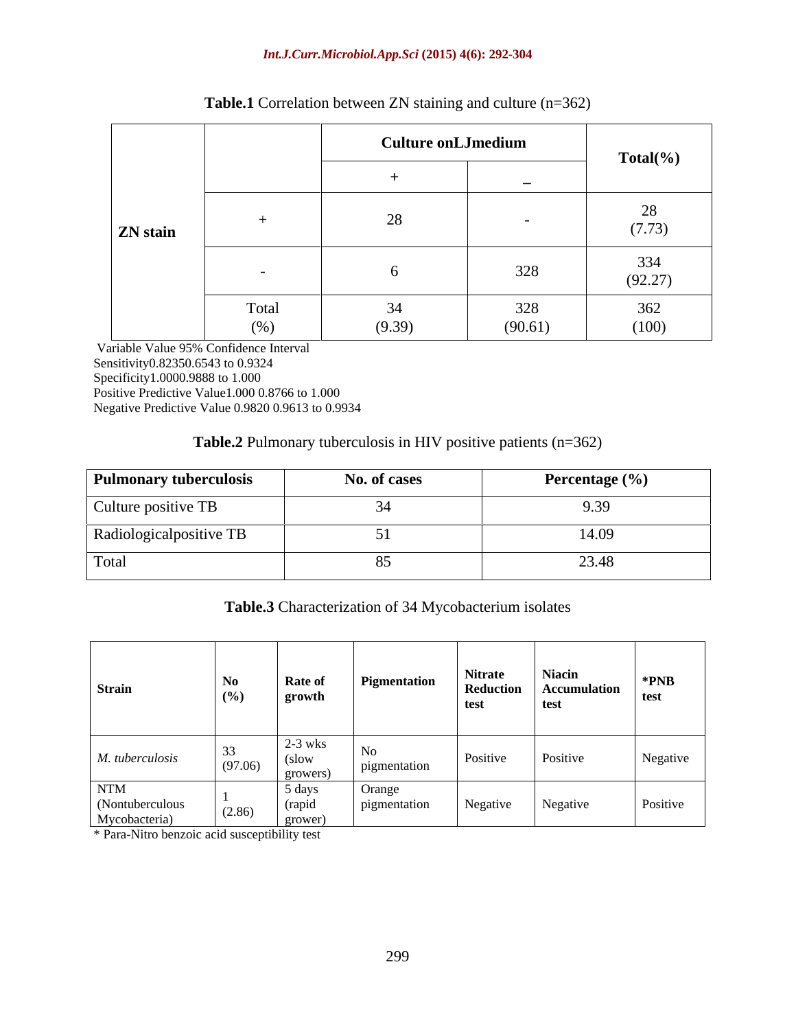**Table.1** Correlation between ZN staining and culture (n=362)

| | | Culture onLJmedium | | Total(%) |
|---|---|---|---|---|
| | | + | – | |
| ZN stain | + | 28 | - | 28 (7.73) |
| | - | 6 | 328 | 334 (92.27) |
| | Total (%) | 34 (9.39) | 328 (90.61) | 362 (100) |

Variable Value 95% Confidence Interval
Sensitivity0.82350.6543 to 0.9324
Specificity1.0000.9888 to 1.000
Positive Predictive Value1.000 0.8766 to 1.000
Negative Predictive Value 0.9820 0.9613 to 0.9934

**Table.2** Pulmonary tuberculosis in HIV positive patients (n=362)

| Pulmonary tuberculosis | No. of cases | Percentage (%) |
|---|---|---|
| Culture positive TB | 34 | 9.39 |
| Radiologicalpositive TB | 51 | 14.09 |
| Total | 85 | 23.48 |

**Table.3** Characterization of 34 Mycobacterium isolates

| Strain | No (%) | Rate of growth | Pigmentation | Nitrate Reduction test | Niacin Accumulation test | *PNB test |
|---|---|---|---|---|---|---|
| *M. tuberculosis* | 33 (97.06) | 2-3 wks (slow growers) | No pigmentation | Positive | Positive | Negative |
| NTM (Nontuberculous Mycobacteria) | 1 (2.86) | 5 days (rapid grower) | Orange pigmentation | Negative | Negative | Positive |

* Para-Nitro benzoic acid susceptibility test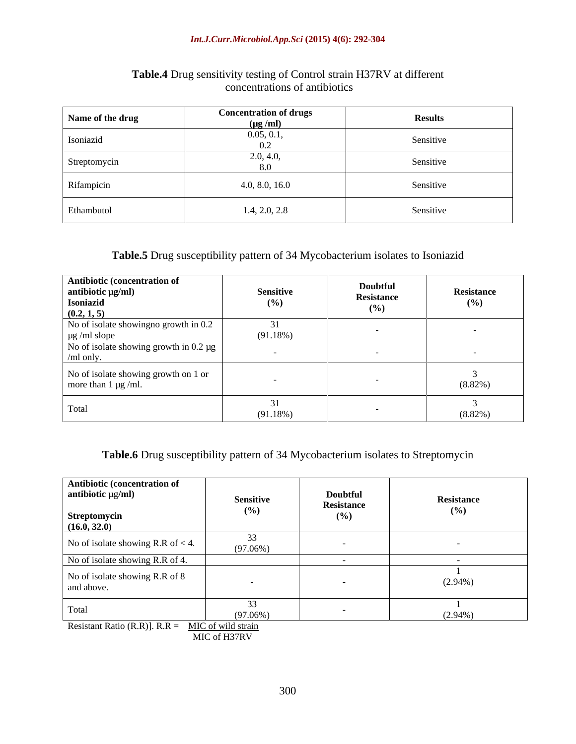**Table.4** Drug sensitivity testing of Control strain H37RV at different concentrations of antibiotics

| Name of the drug | Concentration of drugs (µg /ml) | Results |
|---|---|---|
| Isoniazid | 0.05, 0.1, 0.2 | Sensitive |
| Streptomycin | 2.0, 4.0, 8.0 | Sensitive |
| Rifampicin | 4.0, 8.0, 16.0 | Sensitive |
| Ethambutol | 1.4, 2.0, 2.8 | Sensitive |

**Table.5** Drug susceptibility pattern of 34 Mycobacterium isolates to Isoniazid

| **Antibiotic (concentration of antibiotic µg/ml) Isoniazid (0.2, 1, 5)** | **Sensitive (%)** | **Doubtful Resistance (%)** | **Resistance (%)** |
|---|---|---|---|
| No of isolate showingno growth in 0.2 µg /ml slope | 31 (91.18%) | - | - |
| No of isolate showing growth in 0.2 µg /ml only. | - | - | - |
| No of isolate showing growth on 1 or more than 1 µg /ml. | - | - | 3 (8.82%) |
| Total | 31 (91.18%) | - | 3 (8.82%) |

**Table.6** Drug susceptibility pattern of 34 Mycobacterium isolates to Streptomycin

| **Antibiotic (concentration of antibiotic µg/ml) Streptomycin (16.0, 32.0)** | **Sensitive (%)** | **Doubtful Resistance (%)** | **Resistance (%)** |
|---|---|---|---|
| No of isolate showing R.R of < 4. | 33 (97.06%) | - | - |
| No of isolate showing R.R of 4. | | - | - |
| No of isolate showing R.R of 8 and above. | - | - | 1 (2.94%) |
| Total | 33 (97.06%) | - | 1 (2.94%) |

Resistant Ratio (R.R)]. R.R = $\frac{\text{MIC of wild strain}}{\text{MIC of H37RV}}$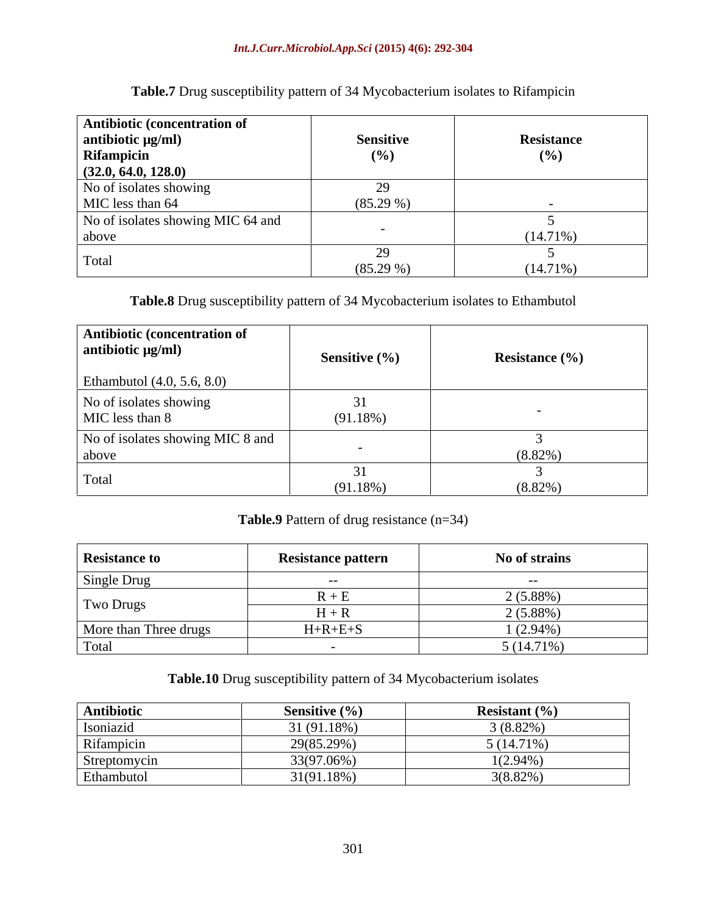**Table.7** Drug susceptibility pattern of 34 Mycobacterium isolates to Rifampicin

| **Antibiotic (concentration of antibiotic µg/ml) Rifampicin (32.0, 64.0, 128.0)** | **Sensitive (%)** | **Resistance (%)** |
|---|---|---|
| No of isolates showing MIC less than 64 | 29 (85.29 %) | - |
| No of isolates showing MIC 64 and above | - | 5 (14.71%) |
| Total | 29 (85.29 %) | 5 (14.71%) |

**Table.8** Drug susceptibility pattern of 34 Mycobacterium isolates to Ethambutol

| **Antibiotic (concentration of antibiotic µg/ml)** Ethambutol (4.0, 5.6, 8.0) | **Sensitive (%)** | **Resistance (%)** |
|---|---|---|
| No of isolates showing MIC less than 8 | 31 (91.18%) | - |
| No of isolates showing MIC 8 and above | - | 3 (8.82%) |
| Total | 31 (91.18%) | 3 (8.82%) |

**Table.9** Pattern of drug resistance (n=34)

| **Resistance to** | **Resistance pattern** | **No of strains** |
|---|---|---|
| Single Drug | -- | -- |
| Two Drugs | R + E | 2 (5.88%) |
| | H + R | 2 (5.88%) |
| More than Three drugs | H+R+E+S | 1 (2.94%) |
| Total | - | 5 (14.71%) |

**Table.10** Drug susceptibility pattern of 34 Mycobacterium isolates

| **Antibiotic** | **Sensitive (%)** | **Resistant (%)** |
|---|---|---|
| Isoniazid | 31 (91.18%) | 3 (8.82%) |
| Rifampicin | 29(85.29%) | 5 (14.71%) |
| Streptomycin | 33(97.06%) | 1(2.94%) |
| Ethambutol | 31(91.18%) | 3(8.82%) |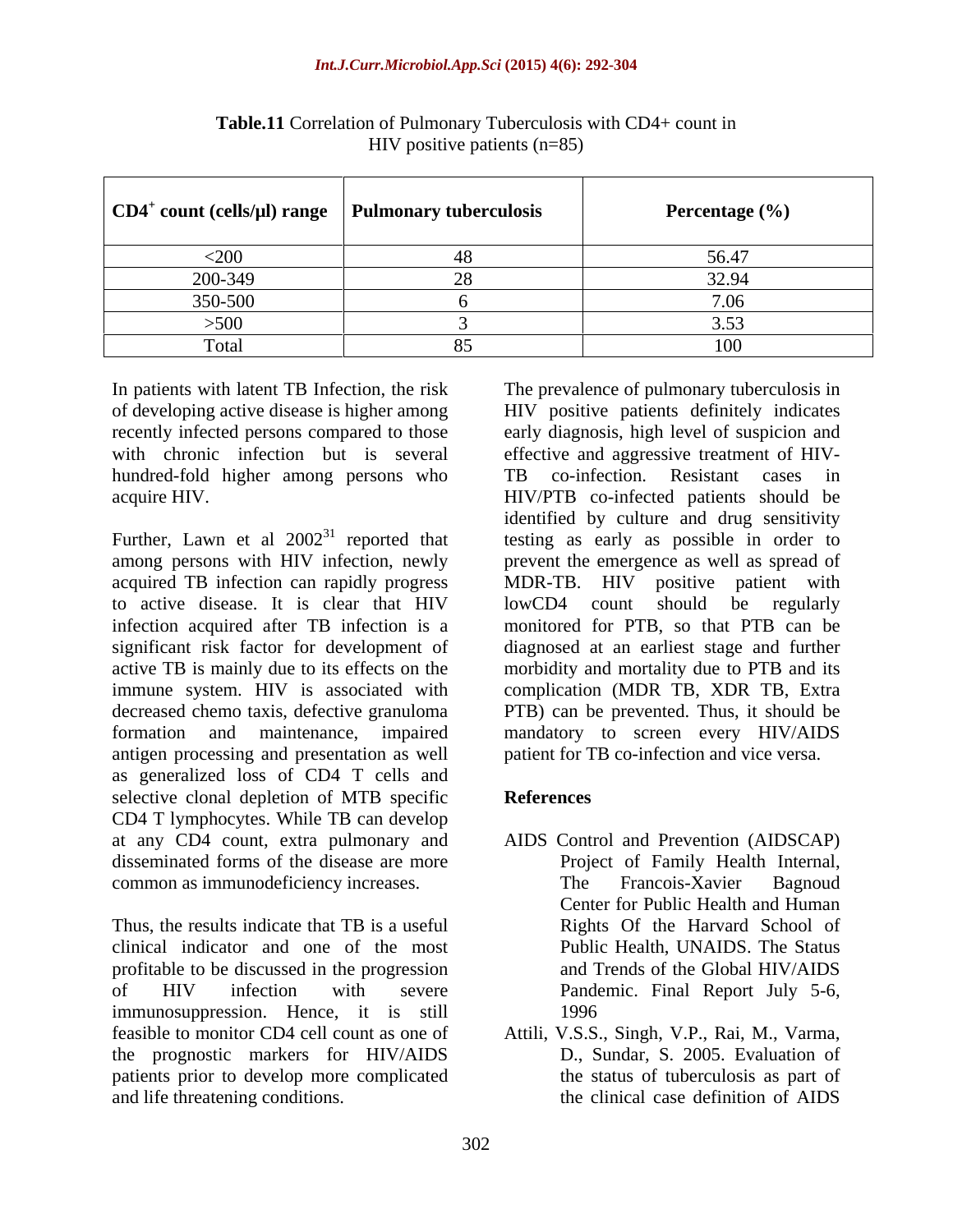**Table.11** Correlation of Pulmonary Tuberculosis with CD4+ count in HIV positive patients (n=85)

| $CD4^+$ count (cells/μl) range | Pulmonary tuberculosis | Percentage (%) |
|---|---|---|
| <200 | 48 | 56.47 |
| 200-349 | 28 | 32.94 |
| 350-500 | 6 | 7.06 |
| >500 | 3 | 3.53 |
| Total | 85 | 100 |

In patients with latent TB Infection, the risk of developing active disease is higher among recently infected persons compared to those with chronic infection but is several hundred-fold higher among persons who acquire HIV.

Further, Lawn et al 2002[31] reported that among persons with HIV infection, newly acquired TB infection can rapidly progress to active disease. It is clear that HIV infection acquired after TB infection is a significant risk factor for development of active TB is mainly due to its effects on the immune system. HIV is associated with decreased chemo taxis, defective granuloma formation and maintenance, impaired antigen processing and presentation as well as generalized loss of CD4 T cells and selective clonal depletion of MTB specific CD4 T lymphocytes. While TB can develop at any CD4 count, extra pulmonary and disseminated forms of the disease are more common as immunodeficiency increases.

Thus, the results indicate that TB is a useful clinical indicator and one of the most profitable to be discussed in the progression of HIV infection with severe immunosuppression. Hence, it is still feasible to monitor CD4 cell count as one of the prognostic markers for HIV/AIDS patients prior to develop more complicated and life threatening conditions.

The prevalence of pulmonary tuberculosis in HIV positive patients definitely indicates early diagnosis, high level of suspicion and effective and aggressive treatment of HIV-TB co-infection. Resistant cases in HIV/PTB co-infected patients should be identified by culture and drug sensitivity testing as early as possible in order to prevent the emergence as well as spread of MDR-TB. HIV positive patient with lowCD4 count should be regularly monitored for PTB, so that PTB can be diagnosed at an earliest stage and further morbidity and mortality due to PTB and its complication (MDR TB, XDR TB, Extra PTB) can be prevented. Thus, it should be mandatory to screen every HIV/AIDS patient for TB co-infection and vice versa.

## References

AIDS Control and Prevention (AIDSCAP) Project of Family Health Internal, The Francois-Xavier Bagnoud Center for Public Health and Human Rights Of the Harvard School of Public Health, UNAIDS. The Status and Trends of the Global HIV/AIDS Pandemic. Final Report July 5-6, 1996

Attili, V.S.S., Singh, V.P., Rai, M., Varma, D., Sundar, S. 2005. Evaluation of the status of tuberculosis as part of the clinical case definition of AIDS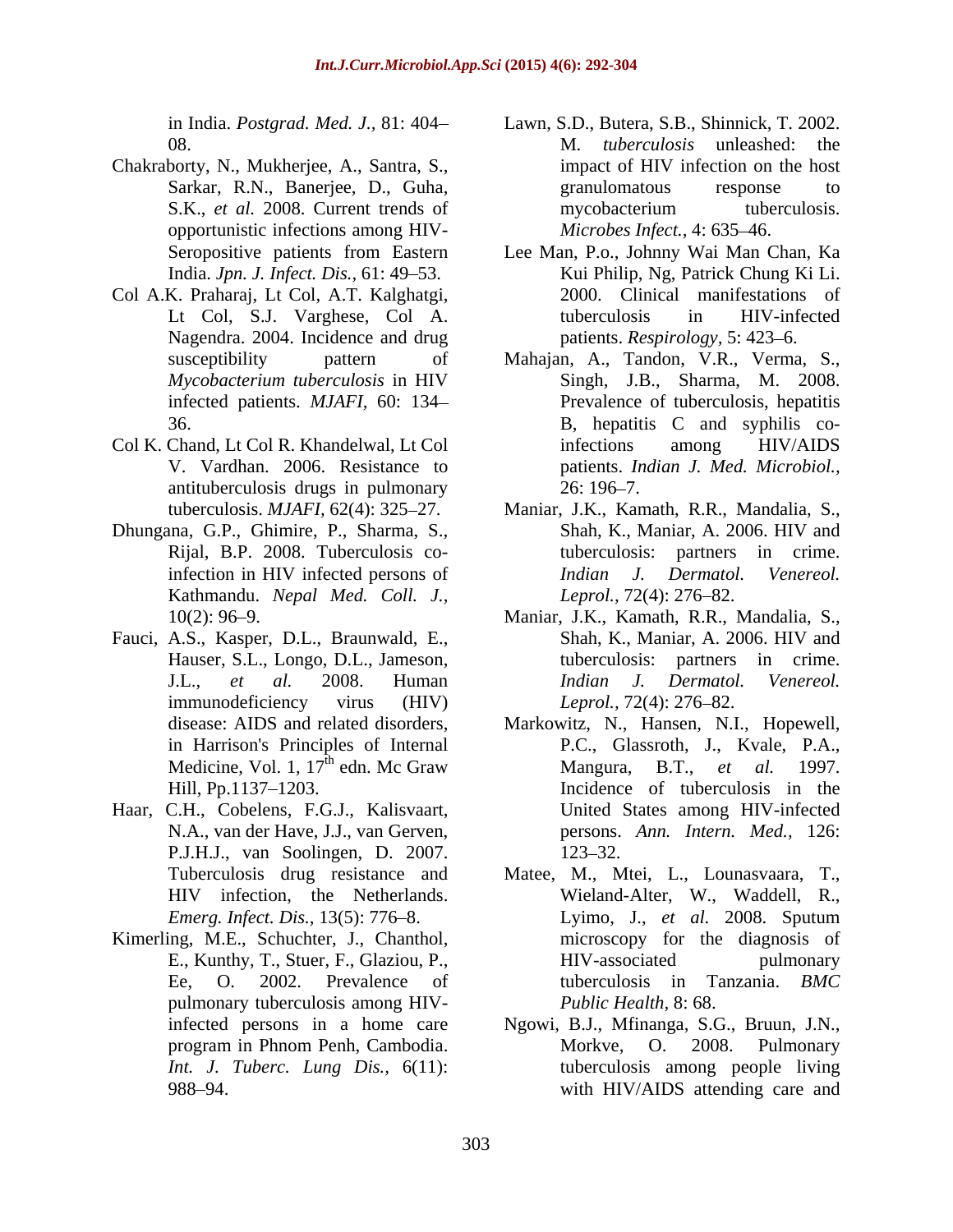in India. *Postgrad. Med. J.,* 81: 404–08.

Chakraborty, N., Mukherjee, A., Santra, S., Sarkar, R.N., Banerjee, D., Guha, S.K., *et al.* 2008. Current trends of opportunistic infections among HIV-Seropositive patients from Eastern India. *Jpn. J. Infect. Dis.,* 61: 49–53.

Col A.K. Praharaj, Lt Col, A.T. Kalghatgi, Lt Col, S.J. Varghese, Col A. Nagendra. 2004. Incidence and drug susceptibility pattern of *Mycobacterium tuberculosis* in HIV infected patients. *MJAFI,* 60: 134–36.

Col K. Chand, Lt Col R. Khandelwal, Lt Col V. Vardhan. 2006. Resistance to antituberculosis drugs in pulmonary tuberculosis. *MJAFI,* 62(4): 325–27.

Dhungana, G.P., Ghimire, P., Sharma, S., Rijal, B.P. 2008. Tuberculosis co-infection in HIV infected persons of Kathmandu. *Nepal Med. Coll. J.,* 10(2): 96–9.

Fauci, A.S., Kasper, D.L., Braunwald, E., Hauser, S.L., Longo, D.L., Jameson, J.L., *et al.* 2008. Human immunodeficiency virus (HIV) disease: AIDS and related disorders, in Harrison's Principles of Internal Medicine, Vol. 1, 17th edn. Mc Graw Hill, Pp.1137–1203.

Haar, C.H., Cobelens, F.G.J., Kalisvaart, N.A., van der Have, J.J., van Gerven, P.J.H.J., van Soolingen, D. 2007. Tuberculosis drug resistance and HIV infection, the Netherlands. *Emerg. Infect. Dis.,* 13(5): 776–8.

Kimerling, M.E., Schuchter, J., Chanthol, E., Kunthy, T., Stuer, F., Glaziou, P., Ee, O. 2002. Prevalence of pulmonary tuberculosis among HIV-infected persons in a home care program in Phnom Penh, Cambodia. *Int. J. Tuberc. Lung Dis.,* 6(11): 988–94.

Lawn, S.D., Butera, S.B., Shinnick, T. 2002. M. *tuberculosis* unleashed: the impact of HIV infection on the host granulomatous response to mycobacterium tuberculosis. *Microbes Infect.,* 4: 635–46.

Lee Man, P.o., Johnny Wai Man Chan, Ka Kui Philip, Ng, Patrick Chung Ki Li. 2000. Clinical manifestations of tuberculosis in HIV-infected patients. *Respirology,* 5: 423–6.

Mahajan, A., Tandon, V.R., Verma, S., Singh, J.B., Sharma, M. 2008. Prevalence of tuberculosis, hepatitis B, hepatitis C and syphilis co-infections among HIV/AIDS patients. *Indian J. Med. Microbiol.,* 26: 196–7.

Maniar, J.K., Kamath, R.R., Mandalia, S., Shah, K., Maniar, A. 2006. HIV and tuberculosis: partners in crime. *Indian J. Dermatol. Venereol. Leprol.,* 72(4): 276–82.

Maniar, J.K., Kamath, R.R., Mandalia, S., Shah, K., Maniar, A. 2006. HIV and tuberculosis: partners in crime. *Indian J. Dermatol. Venereol. Leprol.,* 72(4): 276–82.

Markowitz, N., Hansen, N.I., Hopewell, P.C., Glassroth, J., Kvale, P.A., Mangura, B.T., *et al.* 1997. Incidence of tuberculosis in the United States among HIV-infected persons. *Ann. Intern. Med.,* 126: 123–32.

Matee, M., Mtei, L., Lounasvaara, T., Wieland-Alter, W., Waddell, R., Lyimo, J., *et al.* 2008. Sputum microscopy for the diagnosis of HIV-associated pulmonary tuberculosis in Tanzania. *BMC Public Health,* 8: 68.

Ngowi, B.J., Mfinanga, S.G., Bruun, J.N., Morkve, O. 2008. Pulmonary tuberculosis among people living with HIV/AIDS attending care and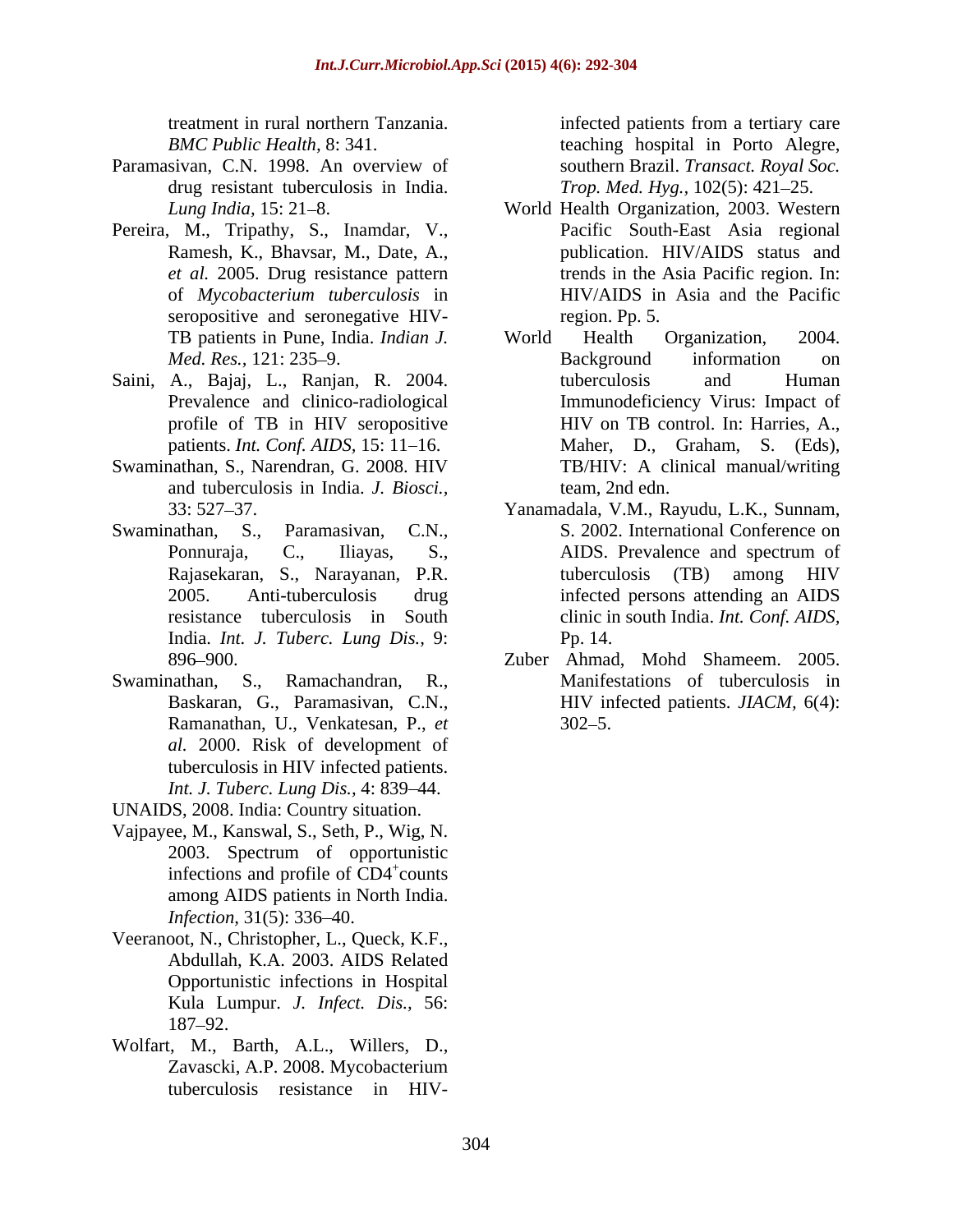treatment in rural northern Tanzania. *BMC Public Health,* 8: 341.

Paramasivan, C.N. 1998. An overview of drug resistant tuberculosis in India. *Lung India,* 15: 21–8.

Pereira, M., Tripathy, S., Inamdar, V., Ramesh, K., Bhavsar, M., Date, A., *et al.* 2005. Drug resistance pattern of *Mycobacterium tuberculosis* in seropositive and seronegative HIV-TB patients in Pune, India. *Indian J. Med. Res.,* 121: 235–9.

Saini, A., Bajaj, L., Ranjan, R. 2004. Prevalence and clinico-radiological profile of TB in HIV seropositive patients. *Int. Conf. AIDS,* 15: 11–16.

Swaminathan, S., Narendran, G. 2008. HIV and tuberculosis in India. *J. Biosci.,* 33: 527–37.

Swaminathan, S., Paramasivan, C.N., Ponnuraja, C., Iliayas, S., Rajasekaran, S., Narayanan, P.R. 2005. Anti-tuberculosis drug resistance tuberculosis in South India. *Int. J. Tuberc. Lung Dis.,* 9: 896–900.

Swaminathan, S., Ramachandran, R., Baskaran, G., Paramasivan, C.N., Ramanathan, U., Venkatesan, P., *et al.* 2000. Risk of development of tuberculosis in HIV infected patients. *Int. J. Tuberc. Lung Dis.,* 4: 839–44.

UNAIDS, 2008. India: Country situation.

Vajpayee, M., Kanswal, S., Seth, P., Wig, N. 2003. Spectrum of opportunistic infections and profile of $CD4^{+}$counts among AIDS patients in North India. *Infection,* 31(5): 336–40.

Veeranoot, N., Christopher, L., Queck, K.F., Abdullah, K.A. 2003. AIDS Related Opportunistic infections in Hospital Kula Lumpur. *J. Infect. Dis.,* 56: 187–92.

Wolfart, M., Barth, A.L., Willers, D., Zavascki, A.P. 2008. Mycobacterium tuberculosis resistance in HIV-infected patients from a tertiary care teaching hospital in Porto Alegre, southern Brazil. *Transact. Royal Soc. Trop. Med. Hyg.,* 102(5): 421–25.

World Health Organization, 2003. Western Pacific South-East Asia regional publication. HIV/AIDS status and trends in the Asia Pacific region. In: HIV/AIDS in Asia and the Pacific region. Pp. 5.

World Health Organization, 2004. Background information on tuberculosis and Human Immunodeficiency Virus: Impact of HIV on TB control. In: Harries, A., Maher, D., Graham, S. (Eds), TB/HIV: A clinical manual/writing team, 2nd edn.

Yanamadala, V.M., Rayudu, L.K., Sunnam, S. 2002. International Conference on AIDS. Prevalence and spectrum of tuberculosis (TB) among HIV infected persons attending an AIDS clinic in south India. *Int. Conf. AIDS,* Pp. 14.

Zuber Ahmad, Mohd Shameem. 2005. Manifestations of tuberculosis in HIV infected patients. *JIACM,* 6(4): 302–5.